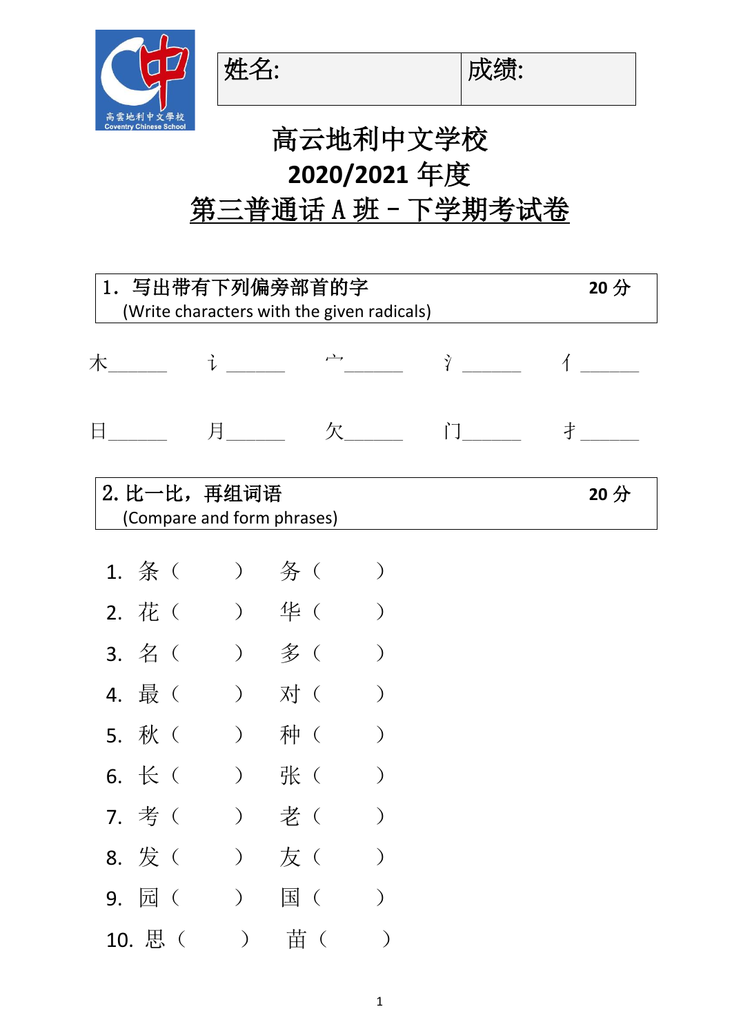| 姓名: | 成绩: |
|---|---|

# 高云地利中文学校
# 2020/2021 年度
# 第三普通话 A 班 - 下学期考试卷

**1．写出带有下列偏旁部首的字** **20 分**
(Write characters with the given radicals)

木______ 讠______ 宀______ 氵______ 亻______

日______ 月______ 欠______ 门______ 扌______

**2. 比一比，再组词语** **20 分**
(Compare and form phrases)

1. 条（ ） 务（ ）
2. 花（ ） 华（ ）
3. 名（ ） 多（ ）
4. 最（ ） 对（ ）
5. 秋（ ） 种（ ）
6. 长（ ） 张（ ）
7. 考（ ） 老（ ）
8. 发（ ） 友（ ）
9. 园（ ） 国（ ）
10. 思（ ） 苗（ ）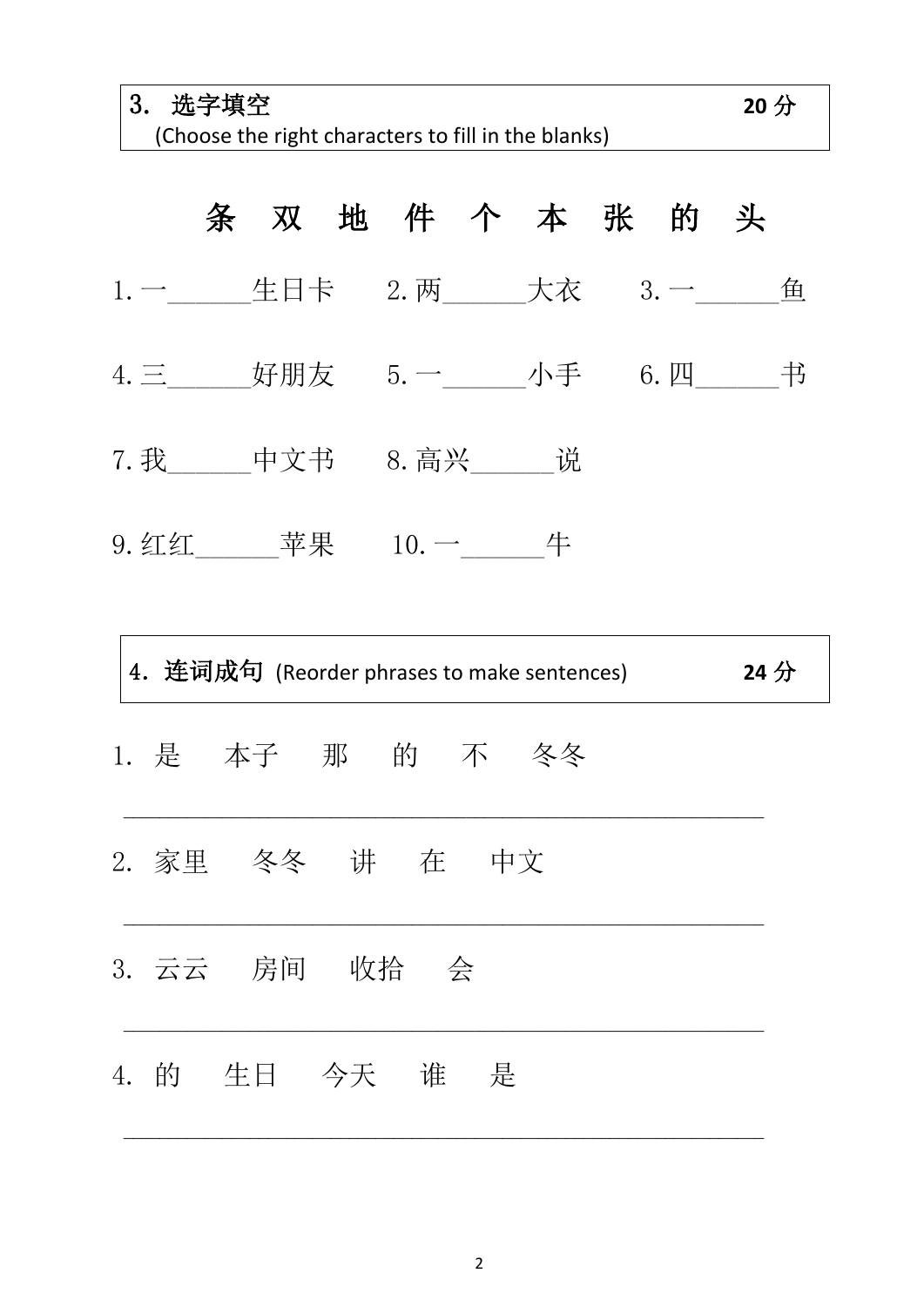**3. 选字填空** (Choose the right characters to fill in the blanks) **20 分**

## 条 双 地 件 个 本 张 的 头

1. 一______生日卡　　2. 两______大衣　　3. 一______鱼

4. 三______好朋友　　5. 一______小手　　6. 四______书

7. 我______中文书　　8. 高兴______说

9. 红红______苹果　　10. 一______牛

**4. 连词成句** (Reorder phrases to make sentences) **24 分**

1. 是　本子　那　的　不　冬冬

______________________________________________

2. 家里　冬冬　讲　在　中文

______________________________________________

3. 云云　房间　收拾　会

______________________________________________

4. 的　生日　今天　谁　是

______________________________________________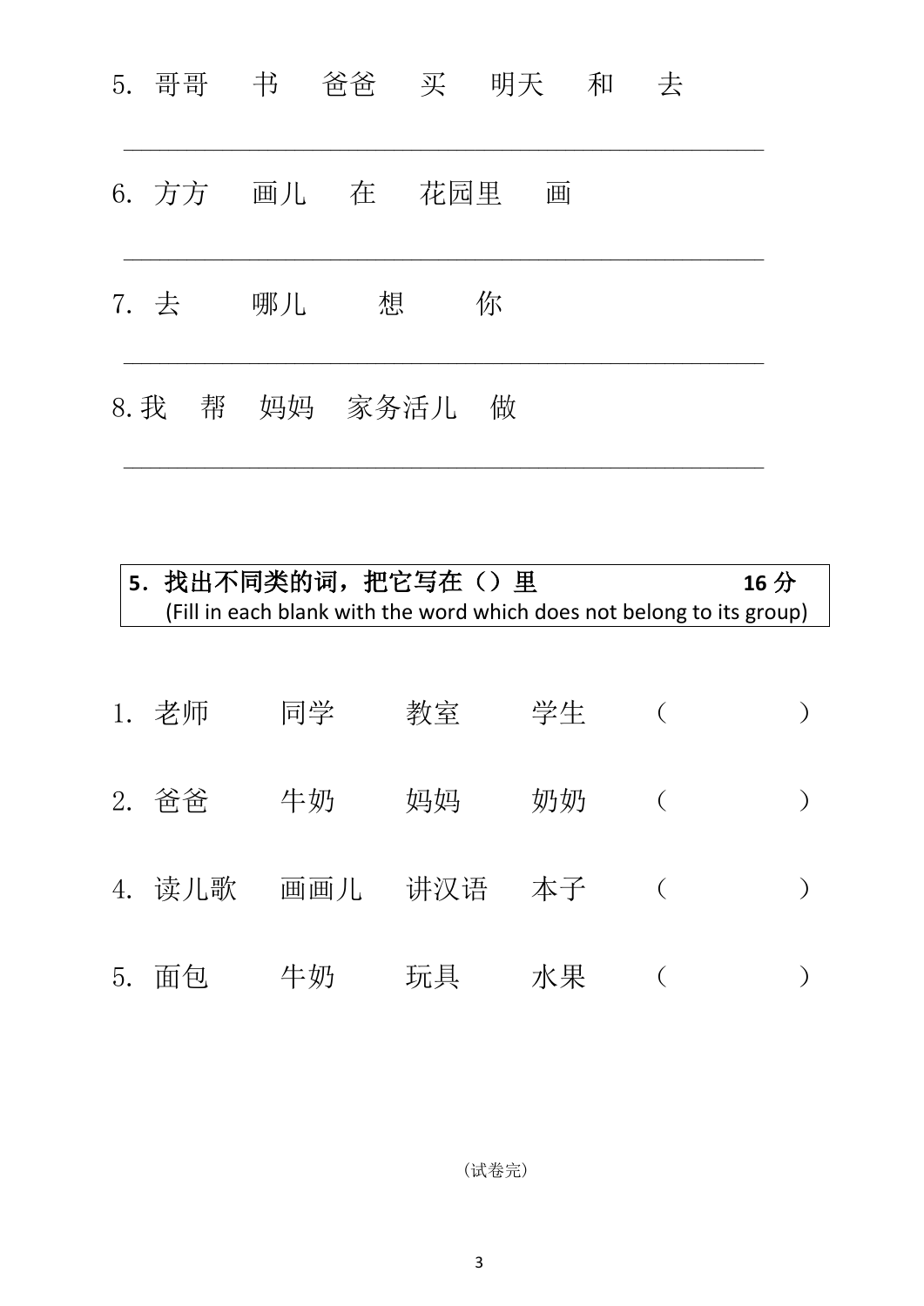5. 哥哥　书　爸爸　买　明天　和　去

\_\_\_\_\_\_\_\_\_\_\_\_\_\_\_\_\_\_\_\_\_\_\_\_\_\_\_\_\_\_\_\_\_\_\_\_\_\_\_\_\_\_\_\_\_\_\_\_

6. 方方　画儿　在　花园里　画

\_\_\_\_\_\_\_\_\_\_\_\_\_\_\_\_\_\_\_\_\_\_\_\_\_\_\_\_\_\_\_\_\_\_\_\_\_\_\_\_\_\_\_\_\_\_\_\_

7. 去　哪儿　想　你

\_\_\_\_\_\_\_\_\_\_\_\_\_\_\_\_\_\_\_\_\_\_\_\_\_\_\_\_\_\_\_\_\_\_\_\_\_\_\_\_\_\_\_\_\_\_\_\_

8. 我　帮　妈妈　家务活儿　做

\_\_\_\_\_\_\_\_\_\_\_\_\_\_\_\_\_\_\_\_\_\_\_\_\_\_\_\_\_\_\_\_\_\_\_\_\_\_\_\_\_\_\_\_\_\_\_\_

**5．找出不同类的词，把它写在（）里　　16 分**
(Fill in each blank with the word which does not belong to its group)

1. 老师　同学　教室　学生　（　　　）

2. 爸爸　牛奶　妈妈　奶奶　（　　　）

4. 读儿歌　画画儿　讲汉语　本子　（　　　）

5. 面包　牛奶　玩具　水果　（　　　）

（试卷完）